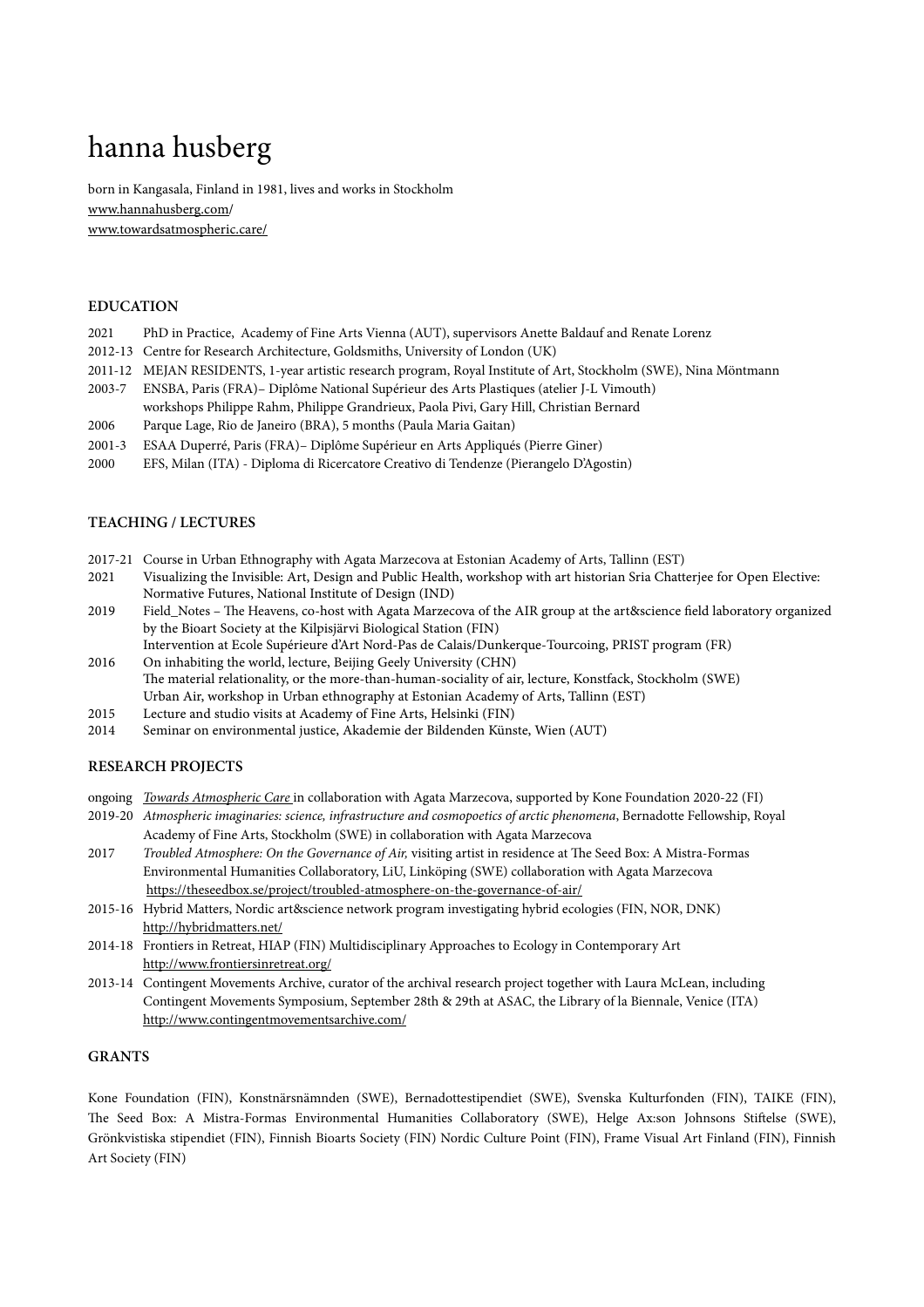# hanna husberg

born in Kangasala, Finland in 1981, lives and works in Stockholm
www.hannahusberg.com/
www.towardsatmospheric.care/

## EDUCATION

2021 PhD in Practice, Academy of Fine Arts Vienna (AUT), supervisors Anette Baldauf and Renate Lorenz
2012-13 Centre for Research Architecture, Goldsmiths, University of London (UK)
2011-12 MEJAN RESIDENTS, 1-year artistic research program, Royal Institute of Art, Stockholm (SWE), Nina Möntmann
2003-7 ENSBA, Paris (FRA)– Diplôme National Supérieur des Arts Plastiques (atelier J-L Vimouth)
workshops Philippe Rahm, Philippe Grandrieux, Paola Pivi, Gary Hill, Christian Bernard
2006 Parque Lage, Rio de Janeiro (BRA), 5 months (Paula Maria Gaitan)
2001-3 ESAA Duperré, Paris (FRA)– Diplôme Supérieur en Arts Appliqués (Pierre Giner)
2000 EFS, Milan (ITA) - Diploma di Ricercatore Creativo di Tendenze (Pierangelo D'Agostin)

## TEACHING / LECTURES

2017-21 Course in Urban Ethnography with Agata Marzecova at Estonian Academy of Arts, Tallinn (EST)
2021 Visualizing the Invisible: Art, Design and Public Health, workshop with art historian Sria Chatterjee for Open Elective: Normative Futures, National Institute of Design (IND)
2019 Field_Notes – The Heavens, co-host with Agata Marzecova of the AIR group at the art&science field laboratory organized by the Bioart Society at the Kilpisjärvi Biological Station (FIN)
Intervention at Ecole Supérieure d'Art Nord-Pas de Calais/Dunkerque-Tourcoing, PRIST program (FR)
2016 On inhabiting the world, lecture, Beijing Geely University (CHN)
The material relationality, or the more-than-human-sociality of air, lecture, Konstfack, Stockholm (SWE)
Urban Air, workshop in Urban ethnography at Estonian Academy of Arts, Tallinn (EST)
2015 Lecture and studio visits at Academy of Fine Arts, Helsinki (FIN)
2014 Seminar on environmental justice, Akademie der Bildenden Künste, Wien (AUT)

## RESEARCH PROJECTS

ongoing *Towards Atmospheric Care* in collaboration with Agata Marzecova, supported by Kone Foundation 2020-22 (FI)
2019-20 *Atmospheric imaginaries: science, infrastructure and cosmopoetics of arctic phenomena*, Bernadotte Fellowship, Royal Academy of Fine Arts, Stockholm (SWE) in collaboration with Agata Marzecova
2017 *Troubled Atmosphere: On the Governance of Air,* visiting artist in residence at The Seed Box: A Mistra-Formas Environmental Humanities Collaboratory, LiU, Linköping (SWE) collaboration with Agata Marzecova
https://theseedbox.se/project/troubled-atmosphere-on-the-governance-of-air/
2015-16 Hybrid Matters, Nordic art&science network program investigating hybrid ecologies (FIN, NOR, DNK)
http://hybridmatters.net/
2014-18 Frontiers in Retreat, HIAP (FIN) Multidisciplinary Approaches to Ecology in Contemporary Art
http://www.frontiersinretreat.org/
2013-14 Contingent Movements Archive, curator of the archival research project together with Laura McLean, including Contingent Movements Symposium, September 28th & 29th at ASAC, the Library of la Biennale, Venice (ITA)
http://www.contingentmovementsarchive.com/

## GRANTS

Kone Foundation (FIN), Konstnärsnämnden (SWE), Bernadottestipendiet (SWE), Svenska Kulturfonden (FIN), TAIKE (FIN), The Seed Box: A Mistra-Formas Environmental Humanities Collaboratory (SWE), Helge Ax:son Johnsons Stiftelse (SWE), Grönkvistiska stipendiet (FIN), Finnish Bioarts Society (FIN) Nordic Culture Point (FIN), Frame Visual Art Finland (FIN), Finnish Art Society (FIN)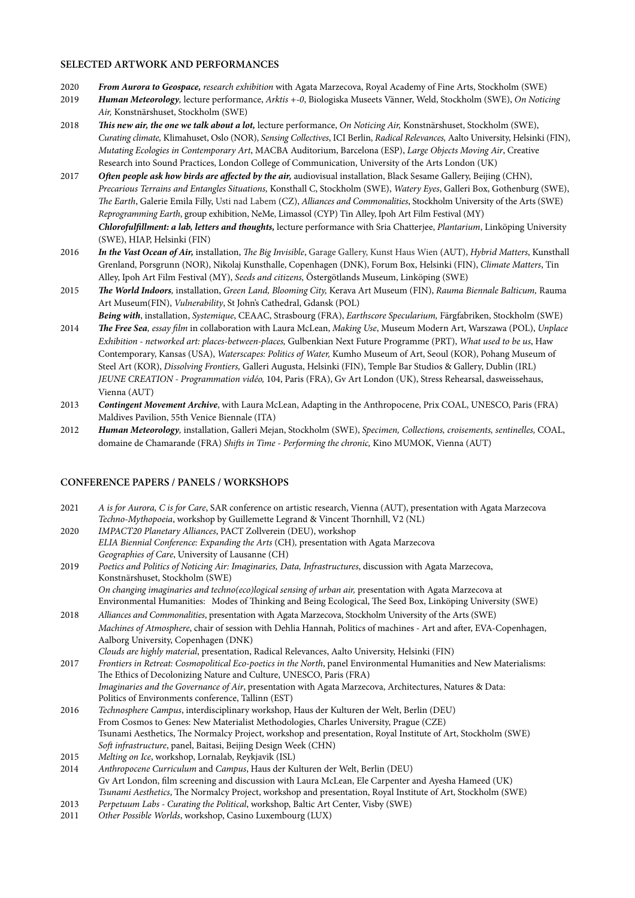## SELECTED ARTWORK AND PERFORMANCES

2020 ***From Aurora to Geospace,*** *research exhibition* with Agata Marzecova, Royal Academy of Fine Arts, Stockholm (SWE)

2019 ***Human Meteorology,*** lecture performance, *Arktis +-0*, Biologiska Museets Vänner, Weld, Stockholm (SWE), *On Noticing Air,* Konstnärshuset, Stockholm (SWE)

2018 ***This new air, the one we talk about a lot,*** lecture performance, *On Noticing Air,* Konstnärshuset, Stockholm (SWE), *Curating climate,* Klimahuset, Oslo (NOR), *Sensing Collectives*, ICI Berlin, *Radical Relevances,* Aalto University, Helsinki (FIN), *Mutating Ecologies in Contemporary Art*, MACBA Auditorium, Barcelona (ESP), *Large Objects Moving Air*, Creative Research into Sound Practices, London College of Communication, University of the Arts London (UK)

2017 ***Often people ask how birds are affected by the air,*** audiovisual installation, Black Sesame Gallery, Beijing (CHN), *Precarious Terrains and Entangles Situations,* Konsthall C, Stockholm (SWE), *Watery Eyes*, Galleri Box, Gothenburg (SWE), *The Earth*, Galerie Emila Filly, Usti nad Labem (CZ), *Alliances and Commonalities*, Stockholm University of the Arts (SWE) *Reprogramming Earth*, group exhibition, NeMe, Limassol (CYP) Tin Alley, Ipoh Art Film Festival (MY)
***Chlorofulfillment: a lab, letters and thoughts,*** lecture performance with Sria Chatterjee, *Plantarium*, Linköping University (SWE), HIAP, Helsinki (FIN)

2016 ***In the Vast Ocean of Air,*** installation, *The Big Invisible*, Garage Gallery, Kunst Haus Wien (AUT), *Hybrid Matters*, Kunsthall Grenland, Porsgrunn (NOR), Nikolaj Kunsthalle, Copenhagen (DNK), Forum Box, Helsinki (FIN), *Climate Matters*, Tin Alley, Ipoh Art Film Festival (MY), *Seeds and citizens,* Östergötlands Museum, Linköping (SWE)

2015 ***The World Indoors,*** installation, *Green Land, Blooming City,* Kerava Art Museum (FIN), *Rauma Biennale Balticum,* Rauma Art Museum(FIN), *Vulnerability*, St John's Cathedral, Gdansk (POL)
***Being with***, installation, *Systemique*, CEAAC, Strasbourg (FRA), *Earthscore Specularium,* Färgfabriken, Stockholm (SWE)

2014 ***The Free Sea****, essay film* in collaboration with Laura McLean, *Making Use*, Museum Modern Art, Warszawa (POL), *Unplace Exhibition - networked art: places-between-places,* Gulbenkian Next Future Programme (PRT), *What used to be us*, Haw Contemporary, Kansas (USA), *Waterscapes: Politics of Water,* Kumho Museum of Art, Seoul (KOR), Pohang Museum of Steel Art (KOR), *Dissolving Frontiers,* Galleri Augusta, Helsinki (FIN), Temple Bar Studios & Gallery, Dublin (IRL) *JEUNE CREATION - Programmation vidéo,* 104, Paris (FRA), Gv Art London (UK), Stress Rehearsal, dasweissehaus, Vienna (AUT)

2013 ***Contingent Movement Archive***, with Laura McLean, Adapting in the Anthropocene, Prix COAL, UNESCO, Paris (FRA) Maldives Pavilion, 55th Venice Biennale (ITA)

2012 ***Human Meteorology,*** installation, Galleri Mejan, Stockholm (SWE), *Specimen, Collections, croisements, sentinelles,* COAL, domaine de Chamarande (FRA) *Shifts in Time - Performing the chronic,* Kino MUMOK, Vienna (AUT)

## CONFERENCE PAPERS / PANELS / WORKSHOPS

2021 *A is for Aurora, C is for Care*, SAR conference on artistic research, Vienna (AUT), presentation with Agata Marzecova
*Techno-Mythopoeia*, workshop by Guillemette Legrand & Vincent Thornhill, V2 (NL)

2020 *IMPACT20 Planetary Alliances*, PACT Zollverein (DEU), workshop
*ELIA Biennial Conference: Expanding the Arts* (CH)*,* presentation with Agata Marzecova
*Geographies of Care*, University of Lausanne (CH)

2019 *Poetics and Politics of Noticing Air: Imaginaries, Data, Infrastructures*, discussion with Agata Marzecova, Konstnärshuset, Stockholm (SWE)
*On changing imaginaries and techno(eco)logical sensing of urban air,* presentation with Agata Marzecova at Environmental Humanities: Modes of Thinking and Being Ecological, The Seed Box, Linköping University (SWE)

2018 *Alliances and Commonalities*, presentation with Agata Marzecova, Stockholm University of the Arts (SWE)
*Machines of Atmosphere*, chair of session with Dehlia Hannah, Politics of machines - Art and after, EVA-Copenhagen, Aalborg University, Copenhagen (DNK)
*Clouds are highly material*, presentation, Radical Relevances, Aalto University, Helsinki (FIN)

2017 *Frontiers in Retreat: Cosmopolitical Eco-poetics in the North*, panel Environmental Humanities and New Materialisms: The Ethics of Decolonizing Nature and Culture, UNESCO, Paris (FRA)
*Imaginaries and the Governance of Air*, presentation with Agata Marzecova, Architectures, Natures & Data: Politics of Environments conference, Tallinn (EST)

2016 *Technosphere Campus*, interdisciplinary workshop, Haus der Kulturen der Welt, Berlin (DEU)
From Cosmos to Genes: New Materialist Methodologies, Charles University, Prague (CZE)
Tsunami Aesthetics, The Normalcy Project, workshop and presentation, Royal Institute of Art, Stockholm (SWE)
*Soft infrastructure*, panel, Baitasi, Beijing Design Week (CHN)

2015 *Melting on Ice*, workshop, Lornalab, Reykjavik (ISL)

2014 *Anthropocene Curriculum* and *Campus*, Haus der Kulturen der Welt, Berlin (DEU)
Gv Art London, film screening and discussion with Laura McLean, Ele Carpenter and Ayesha Hameed (UK)
*Tsunami Aesthetics*, The Normalcy Project, workshop and presentation, Royal Institute of Art, Stockholm (SWE)

2013 *Perpetuum Labs - Curating the Political*, workshop, Baltic Art Center, Visby (SWE)

2011 *Other Possible Worlds*, workshop, Casino Luxembourg (LUX)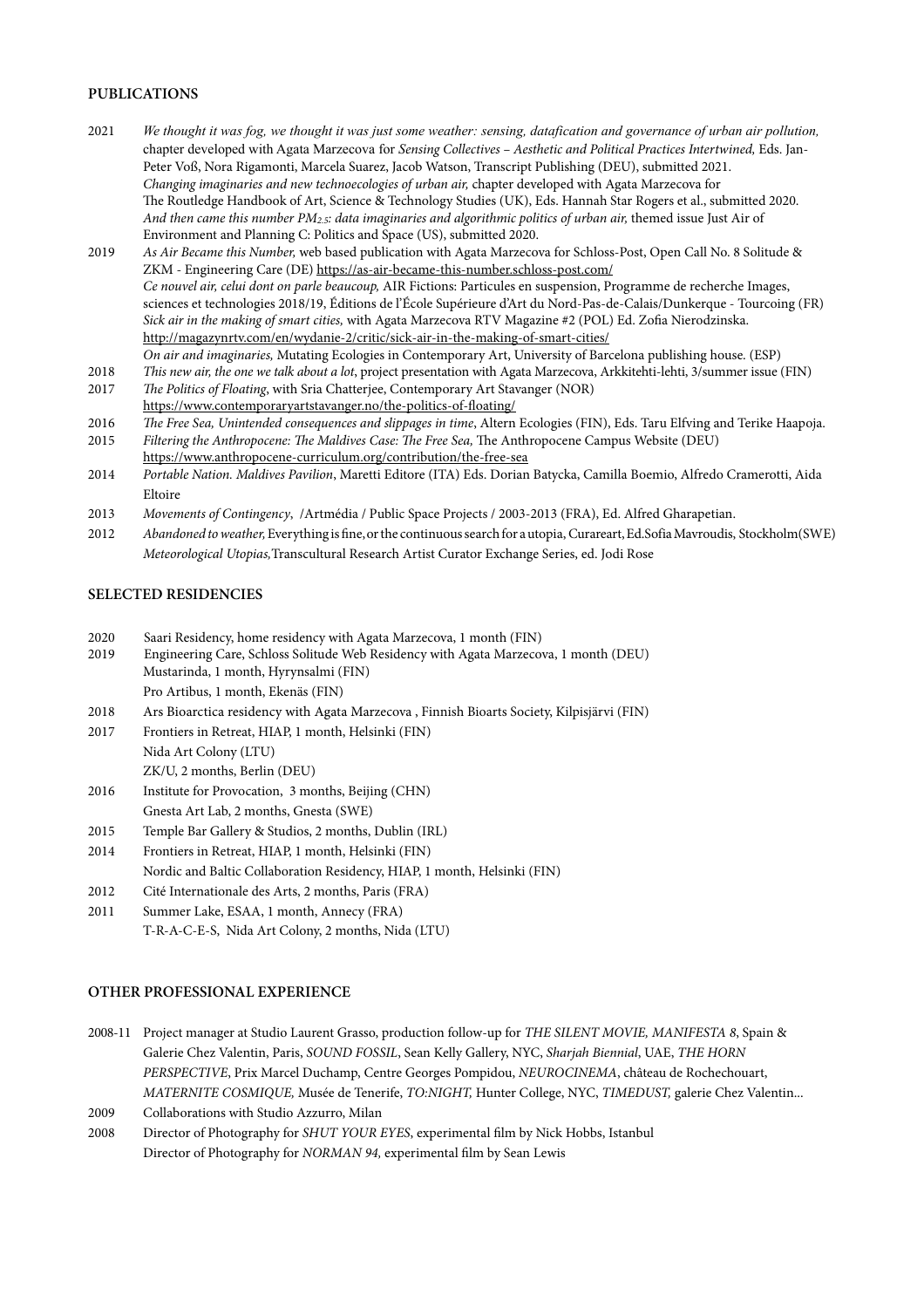## PUBLICATIONS

2021 *We thought it was fog, we thought it was just some weather: sensing, datafication and governance of urban air pollution,* chapter developed with Agata Marzecova for *Sensing Collectives – Aesthetic and Political Practices Intertwined,* Eds. Jan-Peter Voß, Nora Rigamonti, Marcela Suarez, Jacob Watson, Transcript Publishing (DEU), submitted 2021.
*Changing imaginaries and new technoecologies of urban air,* chapter developed with Agata Marzecova for The Routledge Handbook of Art, Science & Technology Studies (UK), Eds. Hannah Star Rogers et al., submitted 2020.
*And then came this number $PM_{2.5}$: data imaginaries and algorithmic politics of urban air,* themed issue Just Air of Environment and Planning C: Politics and Space (US), submitted 2020.

2019 *As Air Became this Number,* web based publication with Agata Marzecova for Schloss-Post, Open Call No. 8 Solitude & ZKM - Engineering Care (DE) https://as-air-became-this-number.schloss-post.com/
*Ce nouvel air, celui dont on parle beaucoup,* AIR Fictions: Particules en suspension, Programme de recherche Images, sciences et technologies 2018/19, Éditions de l'École Supérieure d'Art du Nord-Pas-de-Calais/Dunkerque - Tourcoing (FR)
*Sick air in the making of smart cities,* with Agata Marzecova RTV Magazine #2 (POL) Ed. Zofia Nierodzinska. http://magazynrtv.com/en/wydanie-2/critic/sick-air-in-the-making-of-smart-cities/
*On air and imaginaries,* Mutating Ecologies in Contemporary Art, University of Barcelona publishing house. (ESP)

2018 *This new air, the one we talk about a lot*, project presentation with Agata Marzecova, Arkkitehti-lehti, 3/summer issue (FIN)

2017 *The Politics of Floating*, with Sria Chatterjee, Contemporary Art Stavanger (NOR) https://www.contemporaryartstavanger.no/the-politics-of-floating/

2016 *The Free Sea, Unintended consequences and slippages in time*, Altern Ecologies (FIN), Eds. Taru Elfving and Terike Haapoja.

2015 *Filtering the Anthropocene: The Maldives Case: The Free Sea,* The Anthropocene Campus Website (DEU) https://www.anthropocene-curriculum.org/contribution/the-free-sea

2014 *Portable Nation. Maldives Pavilion*, Maretti Editore (ITA) Eds. Dorian Batycka, Camilla Boemio, Alfredo Cramerotti, Aida Eltoire

2013 *Movements of Contingency*, /Artmédia / Public Space Projects / 2003-2013 (FRA), Ed. Alfred Gharapetian.

2012 *Abandoned to weather,* Everything is fine, or the continuous search for a utopia, Curareart, Ed. Sofia Mavroudis, Stockholm (SWE)
*Meteorological Utopias,* Transcultural Research Artist Curator Exchange Series, ed. Jodi Rose

## SELECTED RESIDENCIES

2020 Saari Residency, home residency with Agata Marzecova, 1 month (FIN)

2019 Engineering Care, Schloss Solitude Web Residency with Agata Marzecova, 1 month (DEU)
Mustarinda, 1 month, Hyrynsalmi (FIN)
Pro Artibus, 1 month, Ekenäs (FIN)

2018 Ars Bioarctica residency with Agata Marzecova , Finnish Bioarts Society, Kilpisjärvi (FIN)

2017 Frontiers in Retreat, HIAP, 1 month, Helsinki (FIN)
Nida Art Colony (LTU)
ZK/U, 2 months, Berlin (DEU)

2016 Institute for Provocation, 3 months, Beijing (CHN)
Gnesta Art Lab, 2 months, Gnesta (SWE)

2015 Temple Bar Gallery & Studios, 2 months, Dublin (IRL)

2014 Frontiers in Retreat, HIAP, 1 month, Helsinki (FIN)
Nordic and Baltic Collaboration Residency, HIAP, 1 month, Helsinki (FIN)

2012 Cité Internationale des Arts, 2 months, Paris (FRA)

2011 Summer Lake, ESAA, 1 month, Annecy (FRA)
T-R-A-C-E-S, Nida Art Colony, 2 months, Nida (LTU)

## OTHER PROFESSIONAL EXPERIENCE

2008-11 Project manager at Studio Laurent Grasso, production follow-up for *THE SILENT MOVIE, MANIFESTA 8*, Spain & Galerie Chez Valentin, Paris, *SOUND FOSSIL*, Sean Kelly Gallery, NYC, *Sharjah Biennial*, UAE, *THE HORN PERSPECTIVE*, Prix Marcel Duchamp, Centre Georges Pompidou, *NEUROCINEMA*, château de Rochechouart, *MATERNITE COSMIQUE,* Musée de Tenerife, *TO:NIGHT,* Hunter College, NYC, *TIMEDUST,* galerie Chez Valentin...

2009 Collaborations with Studio Azzurro, Milan

2008 Director of Photography for *SHUT YOUR EYES*, experimental film by Nick Hobbs, Istanbul
Director of Photography for *NORMAN 94,* experimental film by Sean Lewis